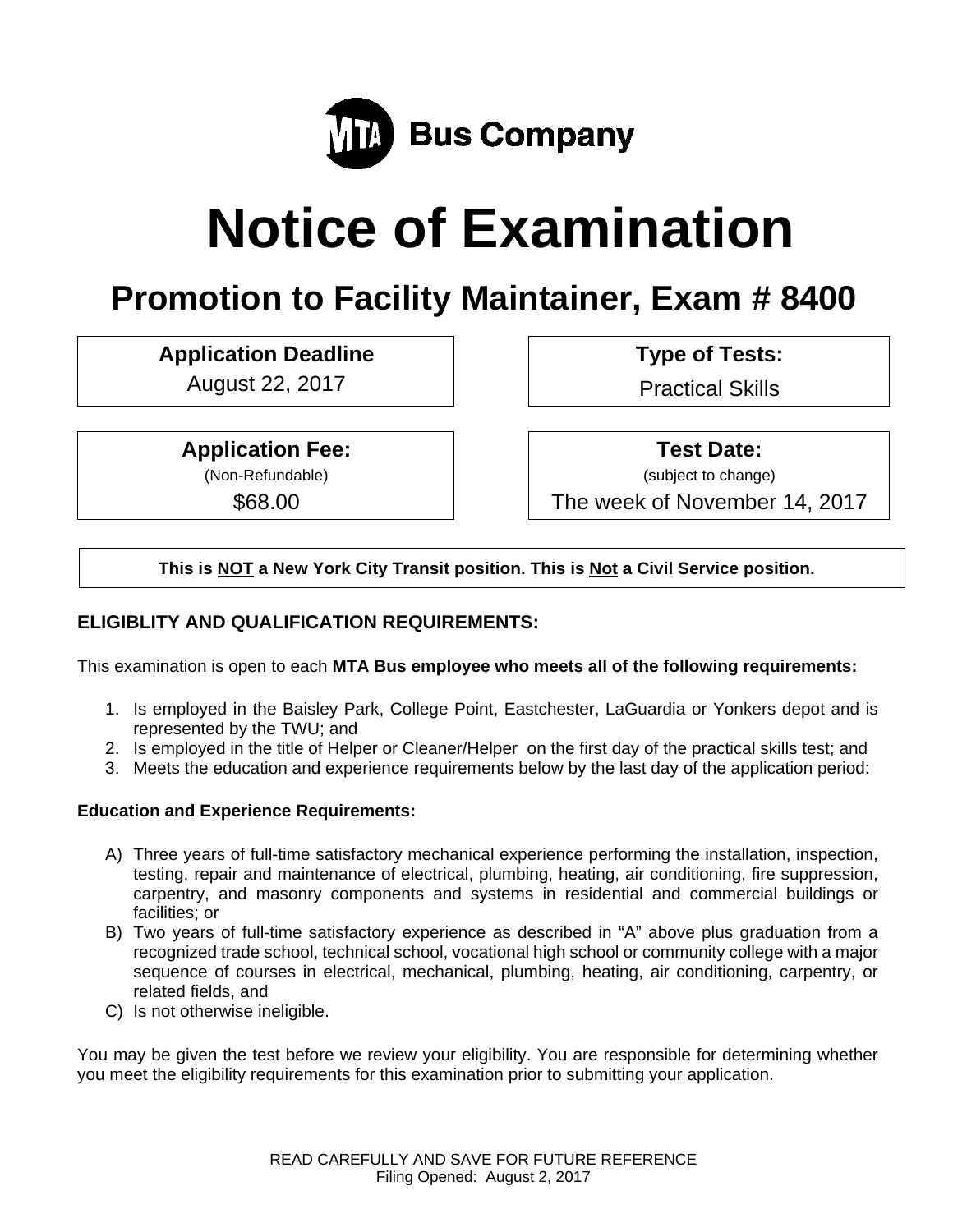MTA Bus Company

# Notice of Examination

## Promotion to Facility Maintainer, Exam # 8400

**Application Deadline**
August 22, 2017

**Type of Tests:**
Practical Skills

**Application Fee:**
(Non-Refundable)
$68.00

**Test Date:**
(subject to change)
The week of November 14, 2017

**This is NOT a New York City Transit position. This is Not a Civil Service position.**

### ELIGIBLITY AND QUALIFICATION REQUIREMENTS:

This examination is open to each **MTA Bus employee who meets all of the following requirements:**

1. Is employed in the Baisley Park, College Point, Eastchester, LaGuardia or Yonkers depot and is represented by the TWU; and
2. Is employed in the title of Helper or Cleaner/Helper on the first day of the practical skills test; and
3. Meets the education and experience requirements below by the last day of the application period:

**Education and Experience Requirements:**

A) Three years of full-time satisfactory mechanical experience performing the installation, inspection, testing, repair and maintenance of electrical, plumbing, heating, air conditioning, fire suppression, carpentry, and masonry components and systems in residential and commercial buildings or facilities; or

B) Two years of full-time satisfactory experience as described in "A" above plus graduation from a recognized trade school, technical school, vocational high school or community college with a major sequence of courses in electrical, mechanical, plumbing, heating, air conditioning, carpentry, or related fields, and

C) Is not otherwise ineligible.

You may be given the test before we review your eligibility. You are responsible for determining whether you meet the eligibility requirements for this examination prior to submitting your application.

READ CAREFULLY AND SAVE FOR FUTURE REFERENCE
Filing Opened: August 2, 2017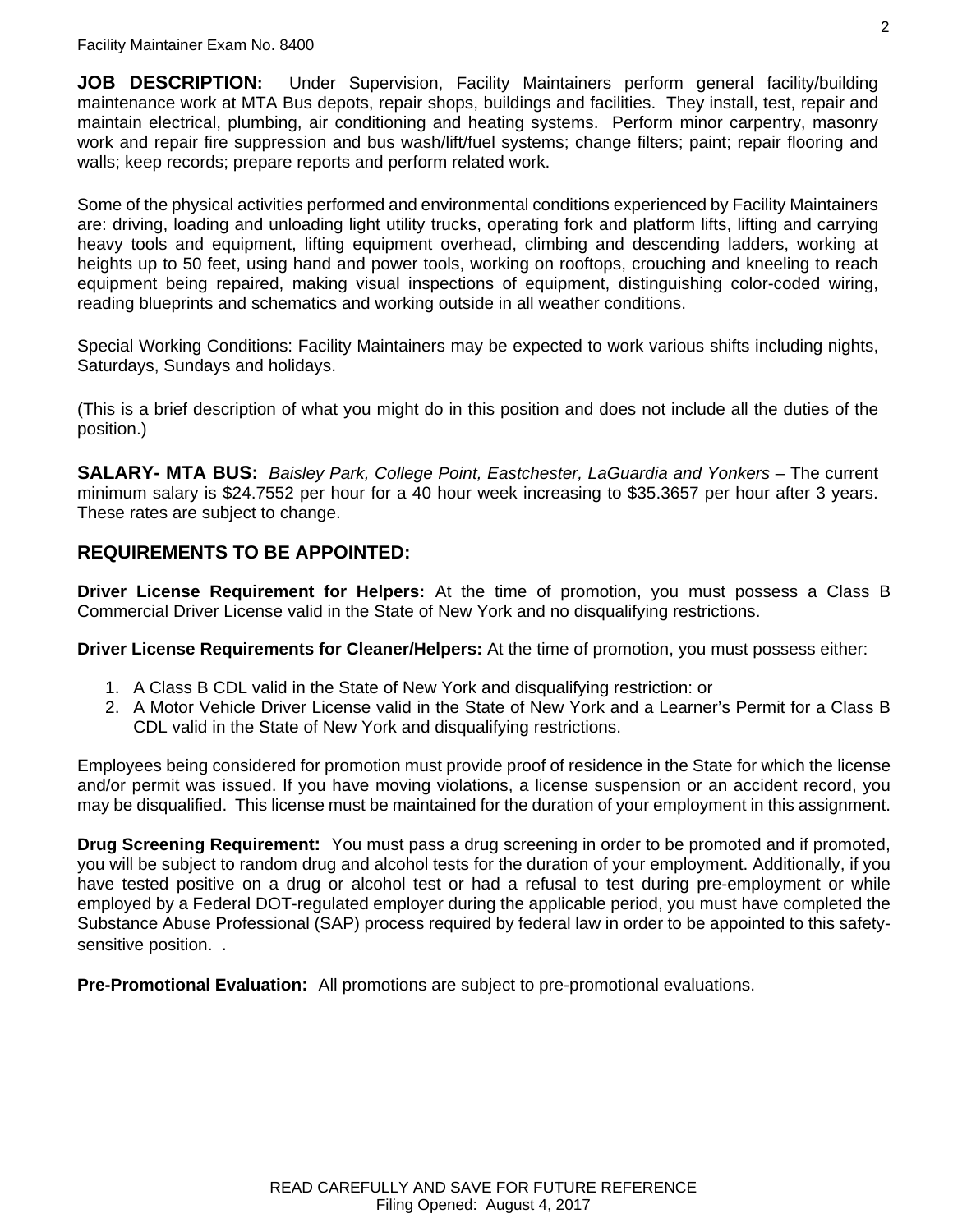**JOB DESCRIPTION:** Under Supervision, Facility Maintainers perform general facility/building maintenance work at MTA Bus depots, repair shops, buildings and facilities. They install, test, repair and maintain electrical, plumbing, air conditioning and heating systems. Perform minor carpentry, masonry work and repair fire suppression and bus wash/lift/fuel systems; change filters; paint; repair flooring and walls; keep records; prepare reports and perform related work.

Some of the physical activities performed and environmental conditions experienced by Facility Maintainers are: driving, loading and unloading light utility trucks, operating fork and platform lifts, lifting and carrying heavy tools and equipment, lifting equipment overhead, climbing and descending ladders, working at heights up to 50 feet, using hand and power tools, working on rooftops, crouching and kneeling to reach equipment being repaired, making visual inspections of equipment, distinguishing color-coded wiring, reading blueprints and schematics and working outside in all weather conditions.

Special Working Conditions: Facility Maintainers may be expected to work various shifts including nights, Saturdays, Sundays and holidays.

(This is a brief description of what you might do in this position and does not include all the duties of the position.)

**SALARY- MTA BUS:** *Baisley Park, College Point, Eastchester, LaGuardia and Yonkers* – The current minimum salary is $24.7552 per hour for a 40 hour week increasing to $35.3657 per hour after 3 years. These rates are subject to change.

## REQUIREMENTS TO BE APPOINTED:

**Driver License Requirement for Helpers:** At the time of promotion, you must possess a Class B Commercial Driver License valid in the State of New York and no disqualifying restrictions.

**Driver License Requirements for Cleaner/Helpers:** At the time of promotion, you must possess either:

1. A Class B CDL valid in the State of New York and disqualifying restriction: or
2. A Motor Vehicle Driver License valid in the State of New York and a Learner's Permit for a Class B CDL valid in the State of New York and disqualifying restrictions.

Employees being considered for promotion must provide proof of residence in the State for which the license and/or permit was issued. If you have moving violations, a license suspension or an accident record, you may be disqualified. This license must be maintained for the duration of your employment in this assignment.

**Drug Screening Requirement:** You must pass a drug screening in order to be promoted and if promoted, you will be subject to random drug and alcohol tests for the duration of your employment. Additionally, if you have tested positive on a drug or alcohol test or had a refusal to test during pre-employment or while employed by a Federal DOT-regulated employer during the applicable period, you must have completed the Substance Abuse Professional (SAP) process required by federal law in order to be appointed to this safety-sensitive position. .

**Pre-Promotional Evaluation:** All promotions are subject to pre-promotional evaluations.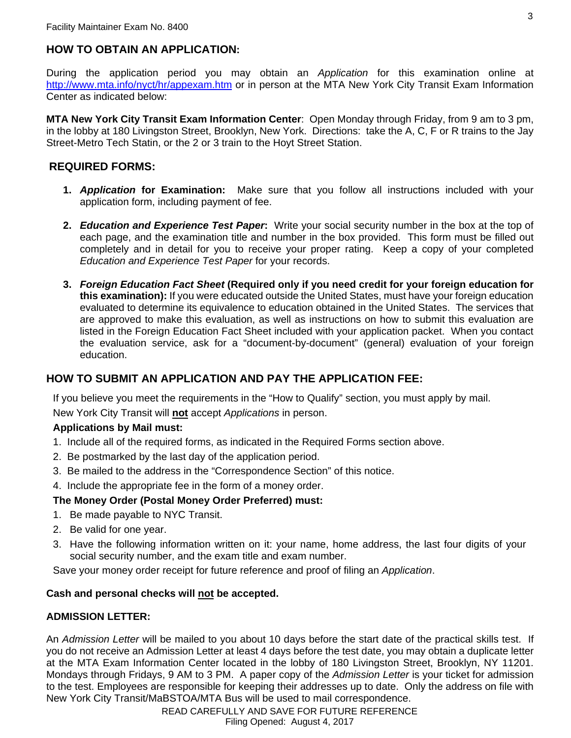## HOW TO OBTAIN AN APPLICATION:

During the application period you may obtain an *Application* for this examination online at http://www.mta.info/nyct/hr/appexam.htm or in person at the MTA New York City Transit Exam Information Center as indicated below:

**MTA New York City Transit Exam Information Center**: Open Monday through Friday, from 9 am to 3 pm, in the lobby at 180 Livingston Street, Brooklyn, New York. Directions: take the A, C, F or R trains to the Jay Street-Metro Tech Statin, or the 2 or 3 train to the Hoyt Street Station.

## REQUIRED FORMS:

1. ***Application* for Examination:** Make sure that you follow all instructions included with your application form, including payment of fee.

2. ***Education and Experience Test Paper*:** Write your social security number in the box at the top of each page, and the examination title and number in the box provided. This form must be filled out completely and in detail for you to receive your proper rating. Keep a copy of your completed *Education and Experience Test Paper* for your records.

3. ***Foreign Education Fact Sheet* (Required only if you need credit for your foreign education for this examination):** If you were educated outside the United States, must have your foreign education evaluated to determine its equivalence to education obtained in the United States. The services that are approved to make this evaluation, as well as instructions on how to submit this evaluation are listed in the Foreign Education Fact Sheet included with your application packet. When you contact the evaluation service, ask for a "document-by-document" (general) evaluation of your foreign education.

## HOW TO SUBMIT AN APPLICATION AND PAY THE APPLICATION FEE:

If you believe you meet the requirements in the "How to Qualify" section, you must apply by mail.

New York City Transit will **not** accept *Applications* in person.

**Applications by Mail must:**

1. Include all of the required forms, as indicated in the Required Forms section above.
2. Be postmarked by the last day of the application period.
3. Be mailed to the address in the "Correspondence Section" of this notice.
4. Include the appropriate fee in the form of a money order.

**The Money Order (Postal Money Order Preferred) must:**

1. Be made payable to NYC Transit.
2. Be valid for one year.
3. Have the following information written on it: your name, home address, the last four digits of your social security number, and the exam title and exam number.

Save your money order receipt for future reference and proof of filing an *Application*.

**Cash and personal checks will not be accepted.**

## ADMISSION LETTER:

An *Admission Letter* will be mailed to you about 10 days before the start date of the practical skills test. If you do not receive an Admission Letter at least 4 days before the test date, you may obtain a duplicate letter at the MTA Exam Information Center located in the lobby of 180 Livingston Street, Brooklyn, NY 11201. Mondays through Fridays, 9 AM to 3 PM. A paper copy of the *Admission Letter* is your ticket for admission to the test. Employees are responsible for keeping their addresses up to date. Only the address on file with New York City Transit/MaBSTOA/MTA Bus will be used to mail correspondence.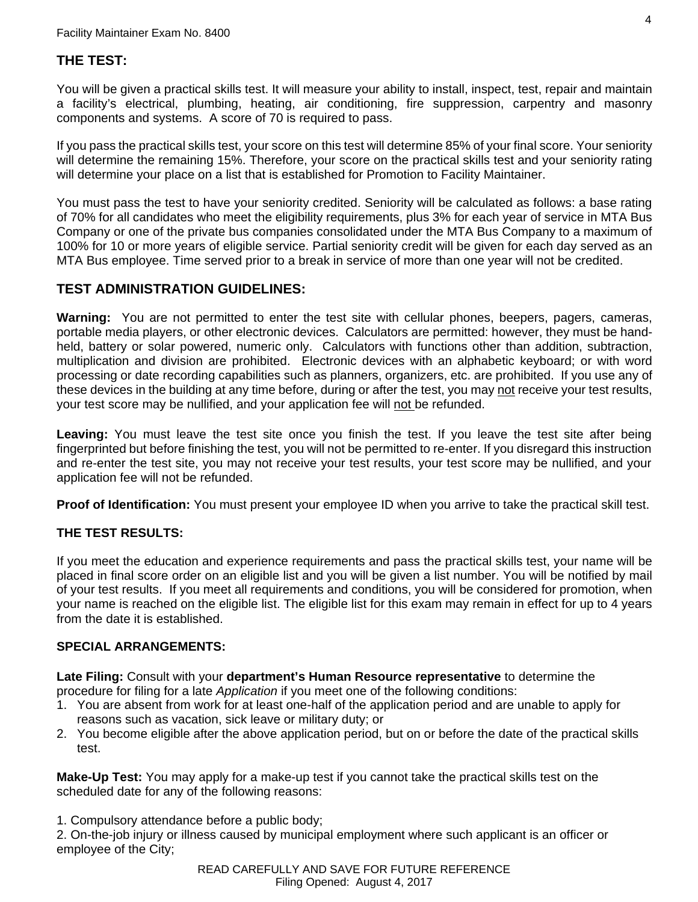## THE TEST:

You will be given a practical skills test. It will measure your ability to install, inspect, test, repair and maintain a facility's electrical, plumbing, heating, air conditioning, fire suppression, carpentry and masonry components and systems. A score of 70 is required to pass.

If you pass the practical skills test, your score on this test will determine 85% of your final score. Your seniority will determine the remaining 15%. Therefore, your score on the practical skills test and your seniority rating will determine your place on a list that is established for Promotion to Facility Maintainer.

You must pass the test to have your seniority credited. Seniority will be calculated as follows: a base rating of 70% for all candidates who meet the eligibility requirements, plus 3% for each year of service in MTA Bus Company or one of the private bus companies consolidated under the MTA Bus Company to a maximum of 100% for 10 or more years of eligible service. Partial seniority credit will be given for each day served as an MTA Bus employee. Time served prior to a break in service of more than one year will not be credited.

## TEST ADMINISTRATION GUIDELINES:

**Warning:** You are not permitted to enter the test site with cellular phones, beepers, pagers, cameras, portable media players, or other electronic devices. Calculators are permitted: however, they must be hand-held, battery or solar powered, numeric only. Calculators with functions other than addition, subtraction, multiplication and division are prohibited. Electronic devices with an alphabetic keyboard; or with word processing or date recording capabilities such as planners, organizers, etc. are prohibited. If you use any of these devices in the building at any time before, during or after the test, you may not receive your test results, your test score may be nullified, and your application fee will not be refunded.

**Leaving:** You must leave the test site once you finish the test. If you leave the test site after being fingerprinted but before finishing the test, you will not be permitted to re-enter. If you disregard this instruction and re-enter the test site, you may not receive your test results, your test score may be nullified, and your application fee will not be refunded.

**Proof of Identification:** You must present your employee ID when you arrive to take the practical skill test.

### THE TEST RESULTS:

If you meet the education and experience requirements and pass the practical skills test, your name will be placed in final score order on an eligible list and you will be given a list number. You will be notified by mail of your test results. If you meet all requirements and conditions, you will be considered for promotion, when your name is reached on the eligible list. The eligible list for this exam may remain in effect for up to 4 years from the date it is established.

### SPECIAL ARRANGEMENTS:

**Late Filing:** Consult with your **department's Human Resource representative** to determine the procedure for filing for a late *Application* if you meet one of the following conditions:

1. You are absent from work for at least one-half of the application period and are unable to apply for reasons such as vacation, sick leave or military duty; or
2. You become eligible after the above application period, but on or before the date of the practical skills test.

**Make-Up Test:** You may apply for a make-up test if you cannot take the practical skills test on the scheduled date for any of the following reasons:

1. Compulsory attendance before a public body;
2. On-the-job injury or illness caused by municipal employment where such applicant is an officer or employee of the City;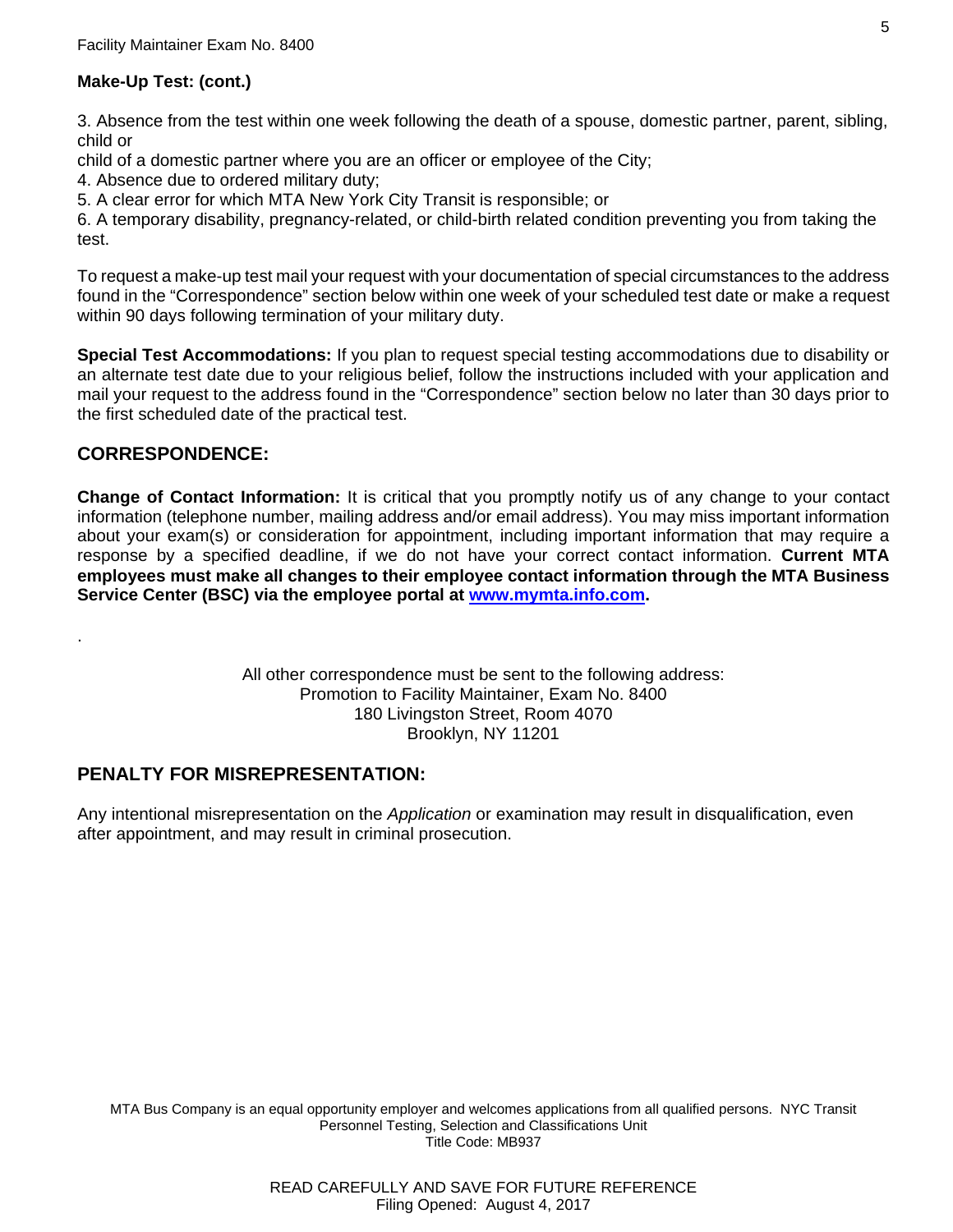**Make-Up Test: (cont.)**

3. Absence from the test within one week following the death of a spouse, domestic partner, parent, sibling, child or child of a domestic partner where you are an officer or employee of the City;
4. Absence due to ordered military duty;
5. A clear error for which MTA New York City Transit is responsible; or
6. A temporary disability, pregnancy-related, or child-birth related condition preventing you from taking the test.

To request a make-up test mail your request with your documentation of special circumstances to the address found in the "Correspondence" section below within one week of your scheduled test date or make a request within 90 days following termination of your military duty.

**Special Test Accommodations:** If you plan to request special testing accommodations due to disability or an alternate test date due to your religious belief, follow the instructions included with your application and mail your request to the address found in the "Correspondence" section below no later than 30 days prior to the first scheduled date of the practical test.

## CORRESPONDENCE:

**Change of Contact Information:** It is critical that you promptly notify us of any change to your contact information (telephone number, mailing address and/or email address). You may miss important information about your exam(s) or consideration for appointment, including important information that may require a response by a specified deadline, if we do not have your correct contact information. **Current MTA employees must make all changes to their employee contact information through the MTA Business Service Center (BSC) via the employee portal at [www.mymta.info.com](www.mymta.info.com).**

.

All other correspondence must be sent to the following address:
Promotion to Facility Maintainer, Exam No. 8400
180 Livingston Street, Room 4070
Brooklyn, NY 11201

## PENALTY FOR MISREPRESENTATION:

Any intentional misrepresentation on the *Application* or examination may result in disqualification, even after appointment, and may result in criminal prosecution.

MTA Bus Company is an equal opportunity employer and welcomes applications from all qualified persons. NYC Transit Personnel Testing, Selection and Classifications Unit
Title Code: MB937

READ CAREFULLY AND SAVE FOR FUTURE REFERENCE
Filing Opened: August 4, 2017